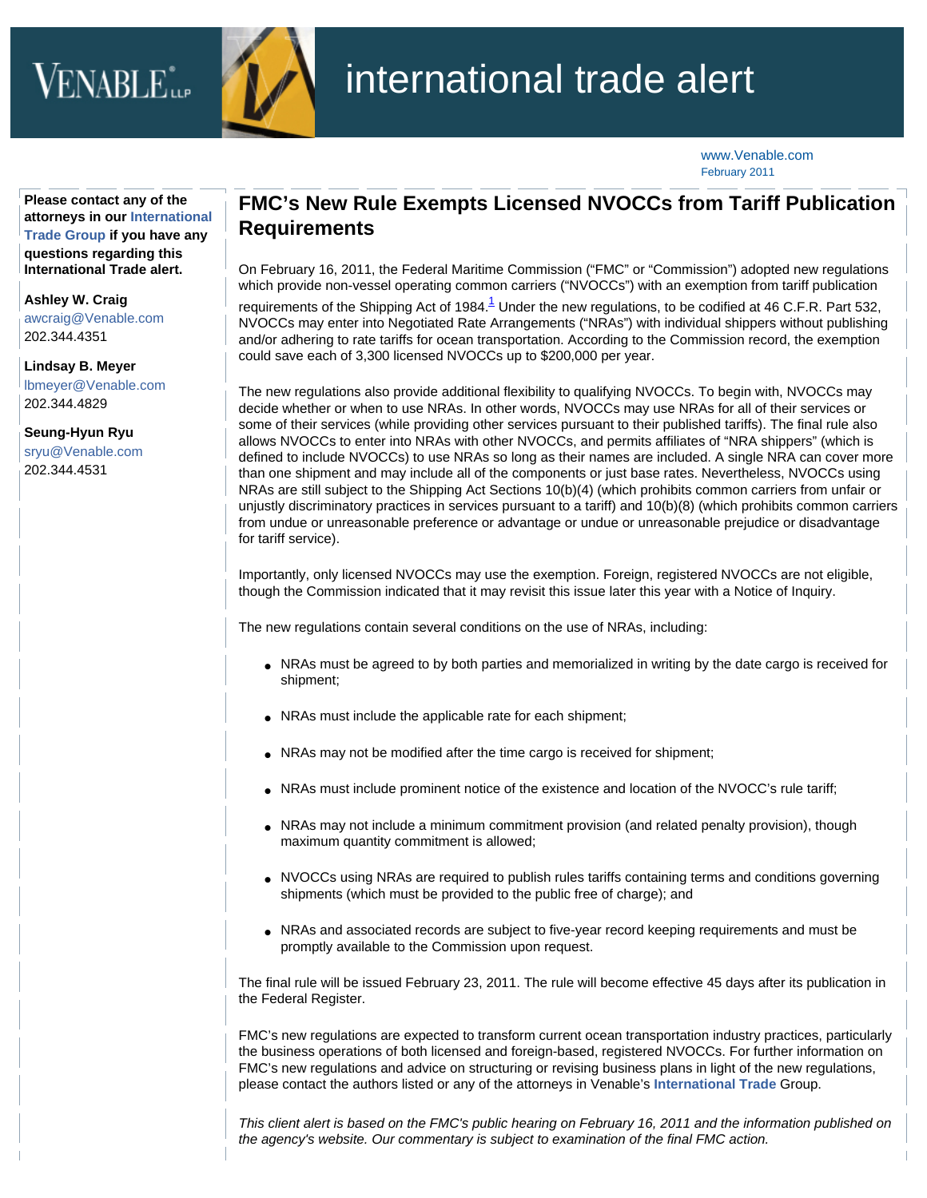# international trade alert

www.Venable.com
February 2011

**Please contact any of the attorneys in our International Trade Group if you have any questions regarding this International Trade alert.**

**Ashley W. Craig**
awcraig@Venable.com
202.344.4351

**Lindsay B. Meyer**
lbmeyer@Venable.com
202.344.4829

**Seung-Hyun Ryu**
sryu@Venable.com
202.344.4531

## FMC's New Rule Exempts Licensed NVOCCs from Tariff Publication Requirements

On February 16, 2011, the Federal Maritime Commission ("FMC" or "Commission") adopted new regulations which provide non-vessel operating common carriers ("NVOCCs") with an exemption from tariff publication requirements of the Shipping Act of 1984.[1] Under the new regulations, to be codified at 46 C.F.R. Part 532, NVOCCs may enter into Negotiated Rate Arrangements ("NRAs") with individual shippers without publishing and/or adhering to rate tariffs for ocean transportation. According to the Commission record, the exemption could save each of 3,300 licensed NVOCCs up to $200,000 per year.

The new regulations also provide additional flexibility to qualifying NVOCCs. To begin with, NVOCCs may decide whether or when to use NRAs. In other words, NVOCCs may use NRAs for all of their services or some of their services (while providing other services pursuant to their published tariffs). The final rule also allows NVOCCs to enter into NRAs with other NVOCCs, and permits affiliates of "NRA shippers" (which is defined to include NVOCCs) to use NRAs so long as their names are included. A single NRA can cover more than one shipment and may include all of the components or just base rates. Nevertheless, NVOCCs using NRAs are still subject to the Shipping Act Sections 10(b)(4) (which prohibits common carriers from unfair or unjustly discriminatory practices in services pursuant to a tariff) and 10(b)(8) (which prohibits common carriers from undue or unreasonable preference or advantage or undue or unreasonable prejudice or disadvantage for tariff service).

Importantly, only licensed NVOCCs may use the exemption. Foreign, registered NVOCCs are not eligible, though the Commission indicated that it may revisit this issue later this year with a Notice of Inquiry.

The new regulations contain several conditions on the use of NRAs, including:

- NRAs must be agreed to by both parties and memorialized in writing by the date cargo is received for shipment;
- NRAs must include the applicable rate for each shipment;
- NRAs may not be modified after the time cargo is received for shipment;
- NRAs must include prominent notice of the existence and location of the NVOCC's rule tariff;
- NRAs may not include a minimum commitment provision (and related penalty provision), though maximum quantity commitment is allowed;
- NVOCCs using NRAs are required to publish rules tariffs containing terms and conditions governing shipments (which must be provided to the public free of charge); and
- NRAs and associated records are subject to five-year record keeping requirements and must be promptly available to the Commission upon request.

The final rule will be issued February 23, 2011. The rule will become effective 45 days after its publication in the Federal Register.

FMC's new regulations are expected to transform current ocean transportation industry practices, particularly the business operations of both licensed and foreign-based, registered NVOCCs. For further information on FMC's new regulations and advice on structuring or revising business plans in light of the new regulations, please contact the authors listed or any of the attorneys in Venable's **International Trade** Group.

*This client alert is based on the FMC's public hearing on February 16, 2011 and the information published on the agency's website. Our commentary is subject to examination of the final FMC action.*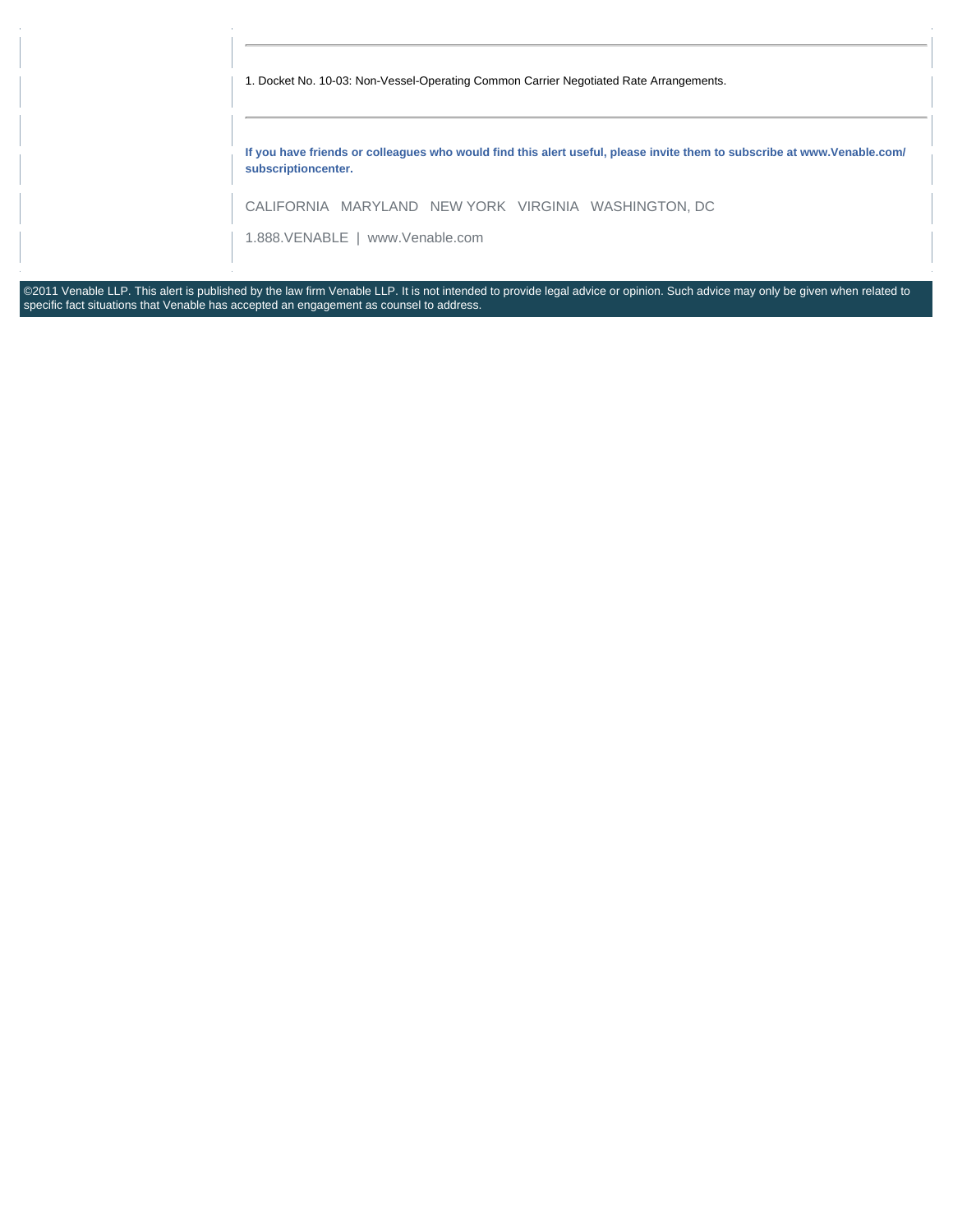1. Docket No. 10-03: Non-Vessel-Operating Common Carrier Negotiated Rate Arrangements.

---

**If you have friends or colleagues who would find this alert useful, please invite them to subscribe at www.Venable.com/subscriptioncenter.**

CALIFORNIA MARYLAND NEW YORK VIRGINIA WASHINGTON, DC

1.888.VENABLE | www.Venable.com

©2011 Venable LLP. This alert is published by the law firm Venable LLP. It is not intended to provide legal advice or opinion. Such advice may only be given when related to specific fact situations that Venable has accepted an engagement as counsel to address.